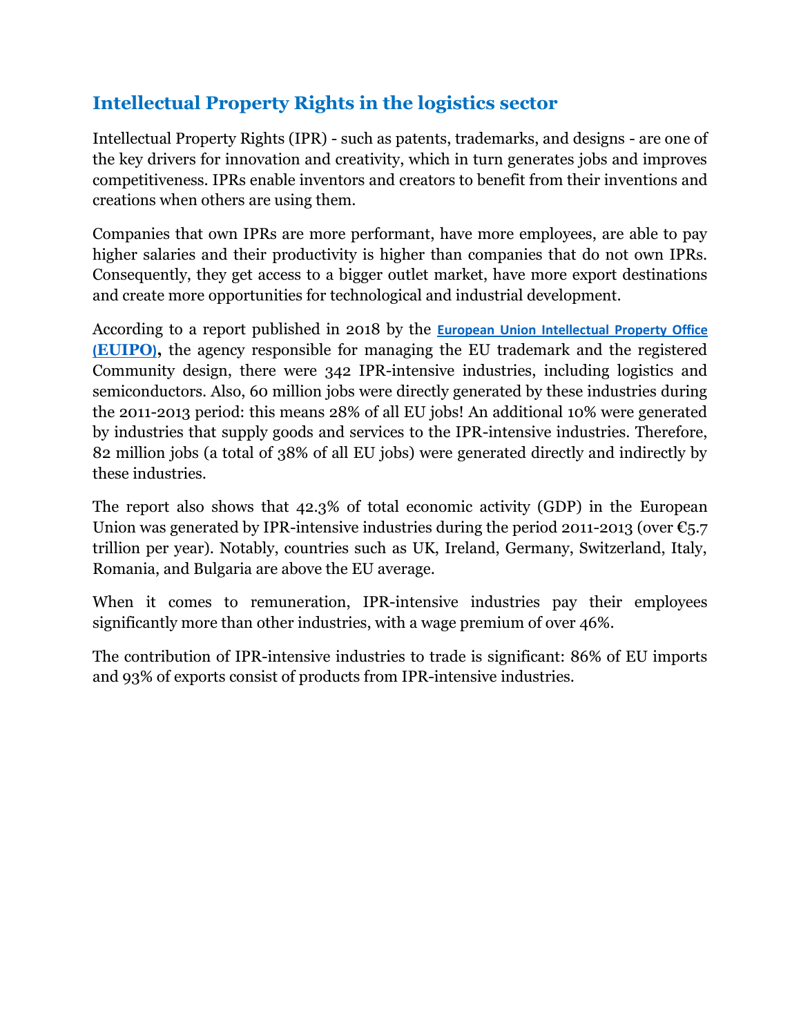## Intellectual Property Rights in the logistics sector

Intellectual Property Rights (IPR) - such as patents, trademarks, and designs - are one of the key drivers for innovation and creativity, which in turn generates jobs and improves competitiveness. IPRs enable inventors and creators to benefit from their inventions and creations when others are using them.

Companies that own IPRs are more performant, have more employees, are able to pay higher salaries and their productivity is higher than companies that do not own IPRs. Consequently, they get access to a bigger outlet market, have more export destinations and create more opportunities for technological and industrial development.

According to a report published in 2018 by the **European Union Intellectual Property Office (EUIPO),** the agency responsible for managing the EU trademark and the registered Community design, there were 342 IPR-intensive industries, including logistics and semiconductors. Also, 60 million jobs were directly generated by these industries during the 2011-2013 period: this means 28% of all EU jobs! An additional 10% were generated by industries that supply goods and services to the IPR-intensive industries. Therefore, 82 million jobs (a total of 38% of all EU jobs) were generated directly and indirectly by these industries.

The report also shows that 42.3% of total economic activity (GDP) in the European Union was generated by IPR-intensive industries during the period 2011-2013 (over €5.7 trillion per year). Notably, countries such as UK, Ireland, Germany, Switzerland, Italy, Romania, and Bulgaria are above the EU average.

When it comes to remuneration, IPR-intensive industries pay their employees significantly more than other industries, with a wage premium of over 46%.

The contribution of IPR-intensive industries to trade is significant: 86% of EU imports and 93% of exports consist of products from IPR-intensive industries.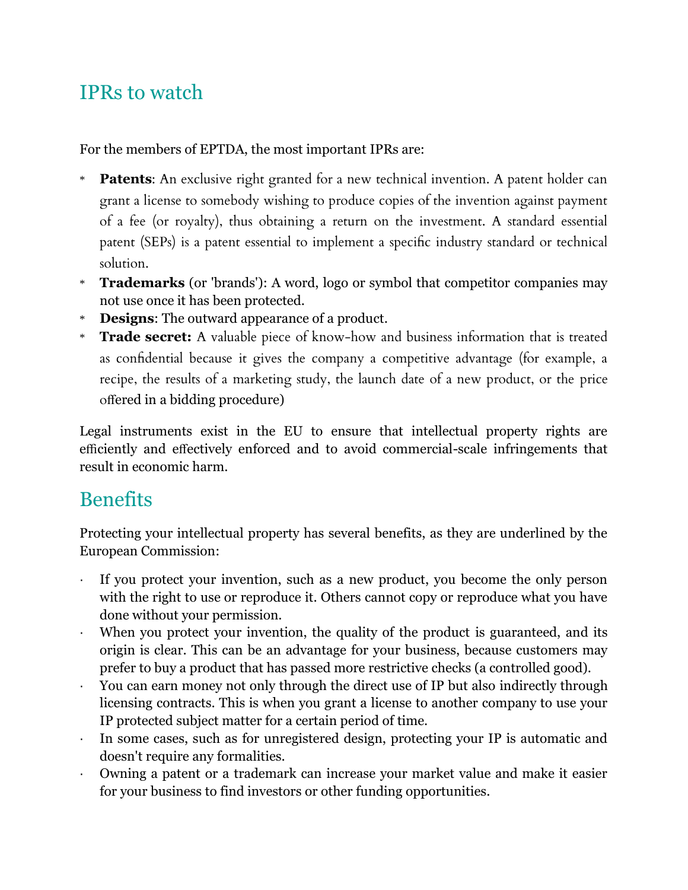## IPRs to watch

For the members of EPTDA, the most important IPRs are:

- **Patents**: An exclusive right granted for a new technical invention. A patent holder can grant a license to somebody wishing to produce copies of the invention against payment of a fee (or royalty), thus obtaining a return on the investment. A standard essential patent (SEPs) is a patent essential to implement a specific industry standard or technical solution.
- **Trademarks** (or 'brands'): A word, logo or symbol that competitor companies may not use once it has been protected.
- **Designs**: The outward appearance of a product.
- **Trade secret:** A valuable piece of know-how and business information that is treated as confidential because it gives the company a competitive advantage (for example, a recipe, the results of a marketing study, the launch date of a new product, or the price offered in a bidding procedure)

Legal instruments exist in the EU to ensure that intellectual property rights are efficiently and effectively enforced and to avoid commercial-scale infringements that result in economic harm.

## Benefits

Protecting your intellectual property has several benefits, as they are underlined by the European Commission:

- If you protect your invention, such as a new product, you become the only person with the right to use or reproduce it. Others cannot copy or reproduce what you have done without your permission.
- When you protect your invention, the quality of the product is guaranteed, and its origin is clear. This can be an advantage for your business, because customers may prefer to buy a product that has passed more restrictive checks (a controlled good).
- You can earn money not only through the direct use of IP but also indirectly through licensing contracts. This is when you grant a license to another company to use your IP protected subject matter for a certain period of time.
- In some cases, such as for unregistered design, protecting your IP is automatic and doesn't require any formalities.
- Owning a patent or a trademark can increase your market value and make it easier for your business to find investors or other funding opportunities.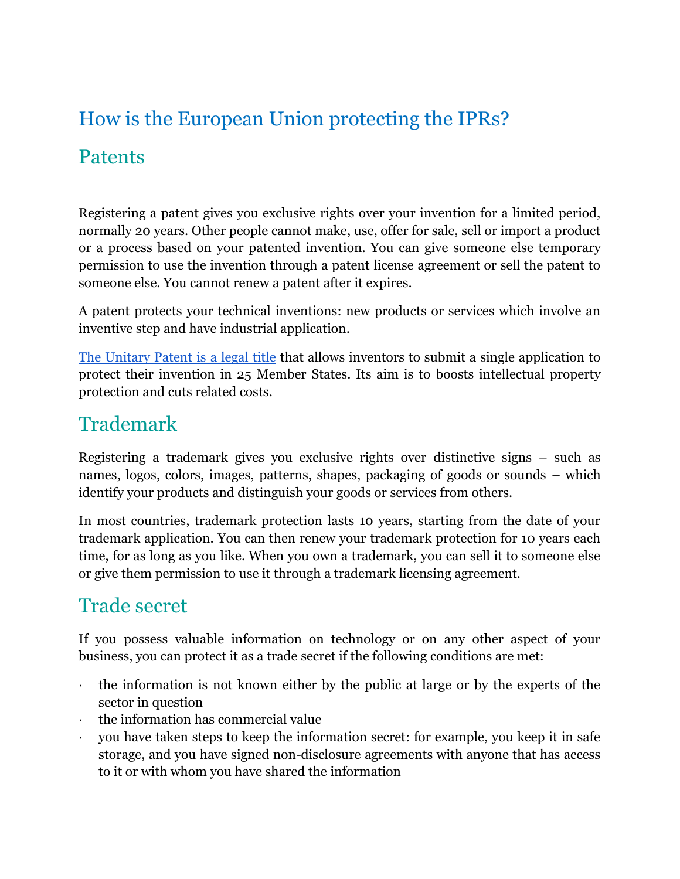# How is the European Union protecting the IPRs?

## Patents

Registering a patent gives you exclusive rights over your invention for a limited period, normally 20 years. Other people cannot make, use, offer for sale, sell or import a product or a process based on your patented invention. You can give someone else temporary permission to use the invention through a patent license agreement or sell the patent to someone else. You cannot renew a patent after it expires.

A patent protects your technical inventions: new products or services which involve an inventive step and have industrial application.

[The Unitary Patent is a legal title]() that allows inventors to submit a single application to protect their invention in 25 Member States. Its aim is to boosts intellectual property protection and cuts related costs.

## Trademark

Registering a trademark gives you exclusive rights over distinctive signs – such as names, logos, colors, images, patterns, shapes, packaging of goods or sounds – which identify your products and distinguish your goods or services from others.

In most countries, trademark protection lasts 10 years, starting from the date of your trademark application. You can then renew your trademark protection for 10 years each time, for as long as you like. When you own a trademark, you can sell it to someone else or give them permission to use it through a trademark licensing agreement.

## Trade secret

If you possess valuable information on technology or on any other aspect of your business, you can protect it as a trade secret if the following conditions are met:

- the information is not known either by the public at large or by the experts of the sector in question
- the information has commercial value
- you have taken steps to keep the information secret: for example, you keep it in safe storage, and you have signed non-disclosure agreements with anyone that has access to it or with whom you have shared the information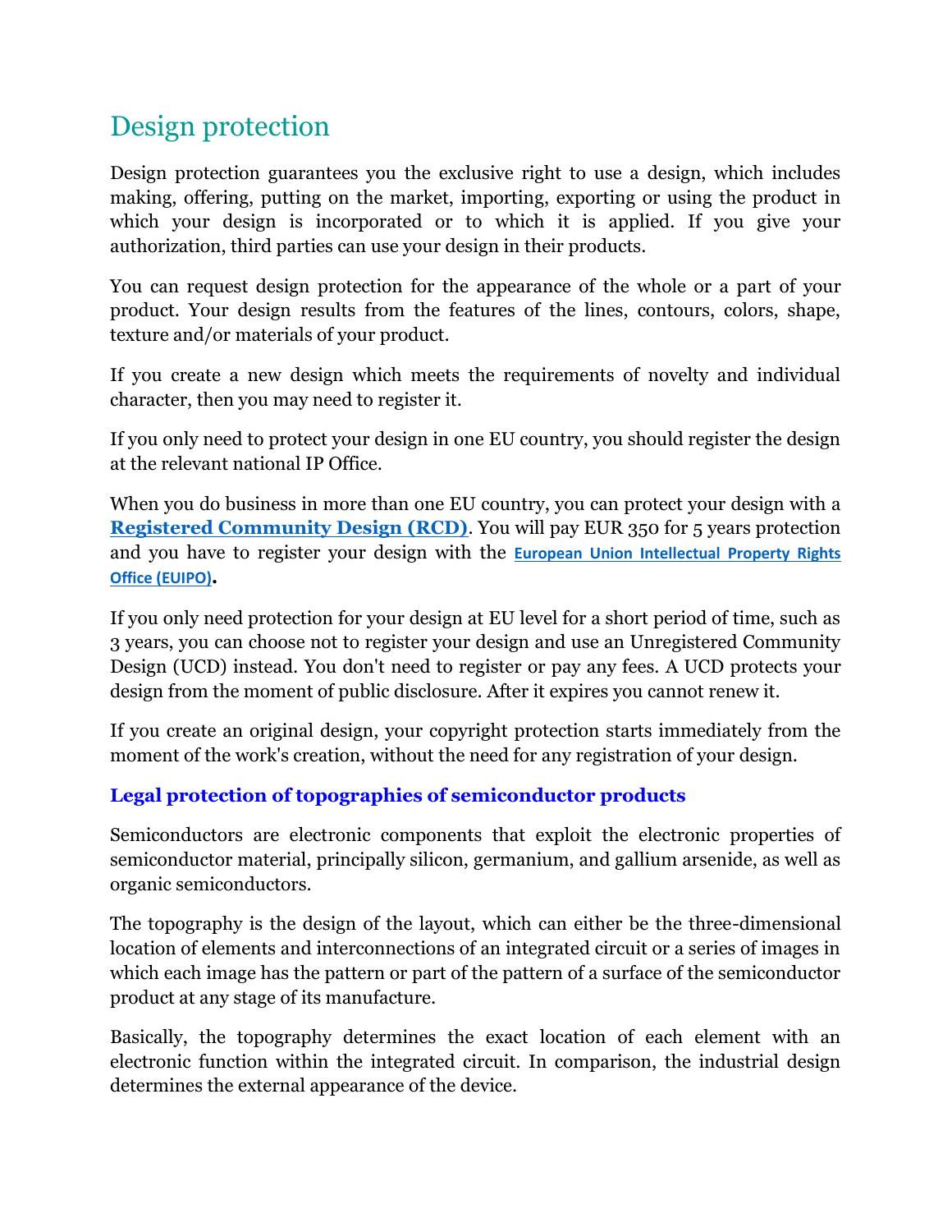## Design protection

Design protection guarantees you the exclusive right to use a design, which includes making, offering, putting on the market, importing, exporting or using the product in which your design is incorporated or to which it is applied. If you give your authorization, third parties can use your design in their products.

You can request design protection for the appearance of the whole or a part of your product. Your design results from the features of the lines, contours, colors, shape, texture and/or materials of your product.

If you create a new design which meets the requirements of novelty and individual character, then you may need to register it.

If you only need to protect your design in one EU country, you should register the design at the relevant national IP Office.

When you do business in more than one EU country, you can protect your design with a **Registered Community Design (RCD)**. You will pay EUR 350 for 5 years protection and you have to register your design with the **European Union Intellectual Property Rights Office (EUIPO)**.

If you only need protection for your design at EU level for a short period of time, such as 3 years, you can choose not to register your design and use an Unregistered Community Design (UCD) instead. You don't need to register or pay any fees. A UCD protects your design from the moment of public disclosure. After it expires you cannot renew it.

If you create an original design, your copyright protection starts immediately from the moment of the work's creation, without the need for any registration of your design.

### Legal protection of topographies of semiconductor products

Semiconductors are electronic components that exploit the electronic properties of semiconductor material, principally silicon, germanium, and gallium arsenide, as well as organic semiconductors.

The topography is the design of the layout, which can either be the three-dimensional location of elements and interconnections of an integrated circuit or a series of images in which each image has the pattern or part of the pattern of a surface of the semiconductor product at any stage of its manufacture.

Basically, the topography determines the exact location of each element with an electronic function within the integrated circuit. In comparison, the industrial design determines the external appearance of the device.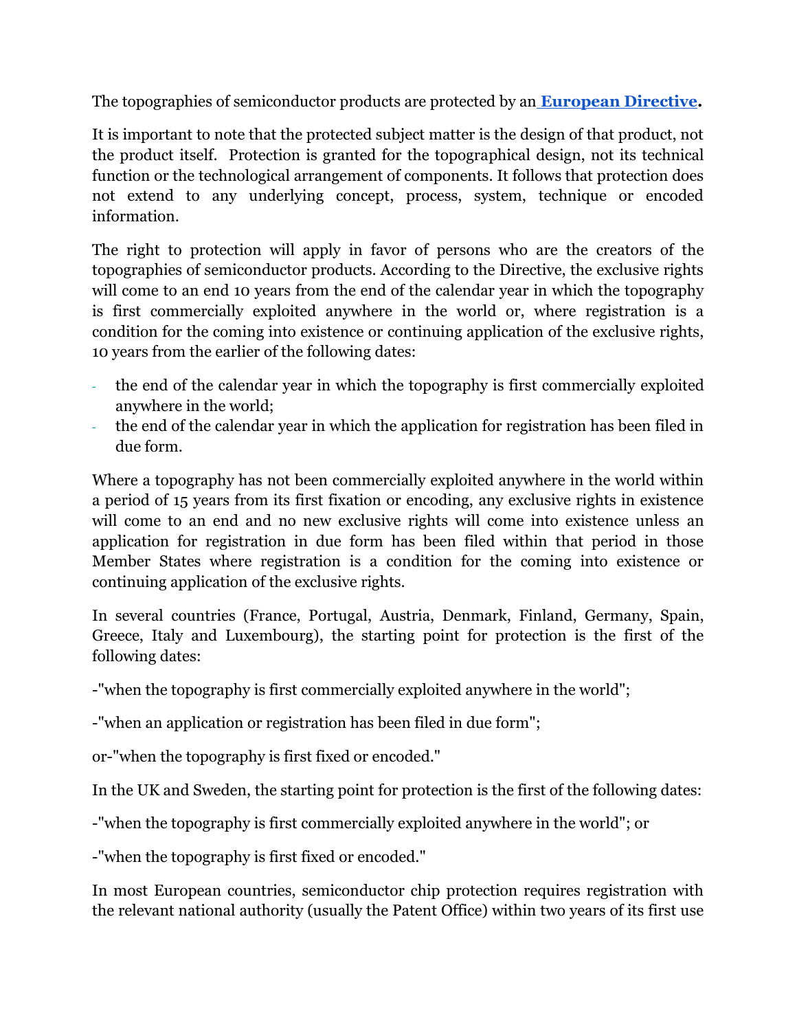The topographies of semiconductor products are protected by an **European Directive.**

It is important to note that the protected subject matter is the design of that product, not the product itself. Protection is granted for the topographical design, not its technical function or the technological arrangement of components. It follows that protection does not extend to any underlying concept, process, system, technique or encoded information.

The right to protection will apply in favor of persons who are the creators of the topographies of semiconductor products. According to the Directive, the exclusive rights will come to an end 10 years from the end of the calendar year in which the topography is first commercially exploited anywhere in the world or, where registration is a condition for the coming into existence or continuing application of the exclusive rights, 10 years from the earlier of the following dates:

- the end of the calendar year in which the topography is first commercially exploited anywhere in the world;
- the end of the calendar year in which the application for registration has been filed in due form.

Where a topography has not been commercially exploited anywhere in the world within a period of 15 years from its first fixation or encoding, any exclusive rights in existence will come to an end and no new exclusive rights will come into existence unless an application for registration in due form has been filed within that period in those Member States where registration is a condition for the coming into existence or continuing application of the exclusive rights.

In several countries (France, Portugal, Austria, Denmark, Finland, Germany, Spain, Greece, Italy and Luxembourg), the starting point for protection is the first of the following dates:

-"when the topography is first commercially exploited anywhere in the world";

-"when an application or registration has been filed in due form";

or-"when the topography is first fixed or encoded."

In the UK and Sweden, the starting point for protection is the first of the following dates:

-"when the topography is first commercially exploited anywhere in the world"; or

-"when the topography is first fixed or encoded."

In most European countries, semiconductor chip protection requires registration with the relevant national authority (usually the Patent Office) within two years of its first use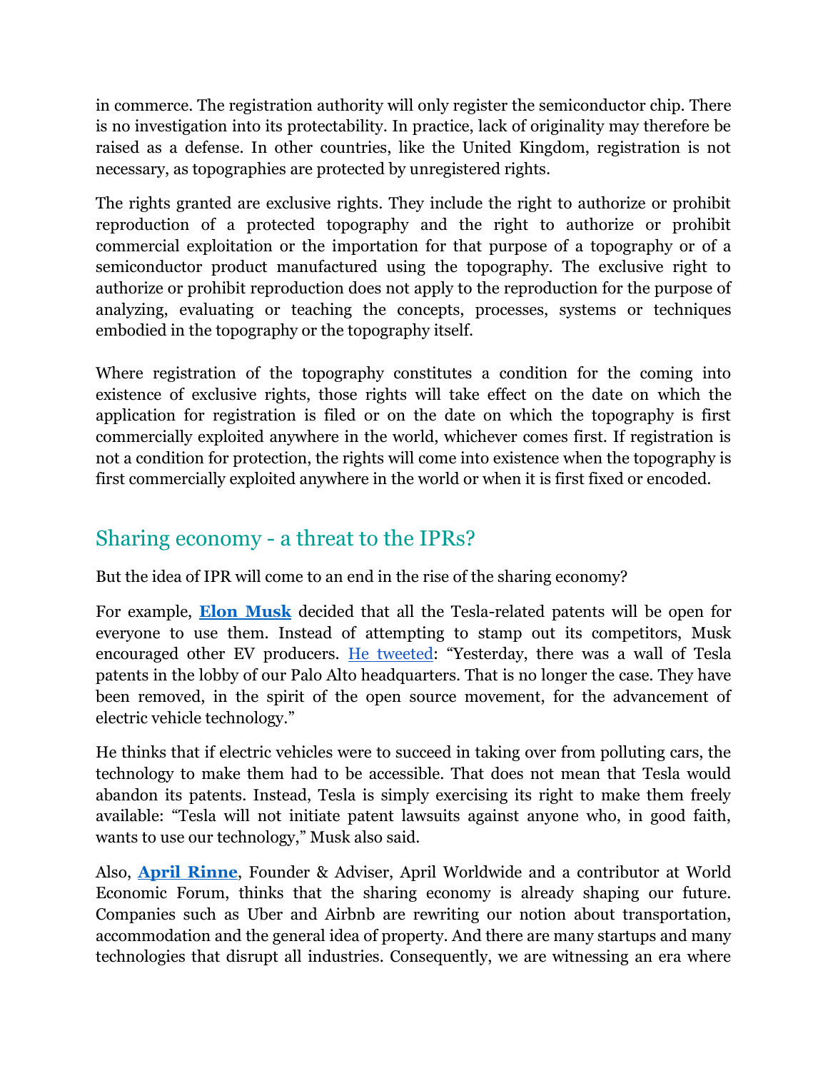in commerce. The registration authority will only register the semiconductor chip. There is no investigation into its protectability. In practice, lack of originality may therefore be raised as a defense. In other countries, like the United Kingdom, registration is not necessary, as topographies are protected by unregistered rights.

The rights granted are exclusive rights. They include the right to authorize or prohibit reproduction of a protected topography and the right to authorize or prohibit commercial exploitation or the importation for that purpose of a topography or of a semiconductor product manufactured using the topography. The exclusive right to authorize or prohibit reproduction does not apply to the reproduction for the purpose of analyzing, evaluating or teaching the concepts, processes, systems or techniques embodied in the topography or the topography itself.

Where registration of the topography constitutes a condition for the coming into existence of exclusive rights, those rights will take effect on the date on which the application for registration is filed or on the date on which the topography is first commercially exploited anywhere in the world, whichever comes first. If registration is not a condition for protection, the rights will come into existence when the topography is first commercially exploited anywhere in the world or when it is first fixed or encoded.

## Sharing economy - a threat to the IPRs?

But the idea of IPR will come to an end in the rise of the sharing economy?

For example, **Elon Musk** decided that all the Tesla-related patents will be open for everyone to use them. Instead of attempting to stamp out its competitors, Musk encouraged other EV producers. He tweeted: "Yesterday, there was a wall of Tesla patents in the lobby of our Palo Alto headquarters. That is no longer the case. They have been removed, in the spirit of the open source movement, for the advancement of electric vehicle technology."

He thinks that if electric vehicles were to succeed in taking over from polluting cars, the technology to make them had to be accessible. That does not mean that Tesla would abandon its patents. Instead, Tesla is simply exercising its right to make them freely available: "Tesla will not initiate patent lawsuits against anyone who, in good faith, wants to use our technology," Musk also said.

Also, **April Rinne**, Founder & Adviser, April Worldwide and a contributor at World Economic Forum, thinks that the sharing economy is already shaping our future. Companies such as Uber and Airbnb are rewriting our notion about transportation, accommodation and the general idea of property. And there are many startups and many technologies that disrupt all industries. Consequently, we are witnessing an era where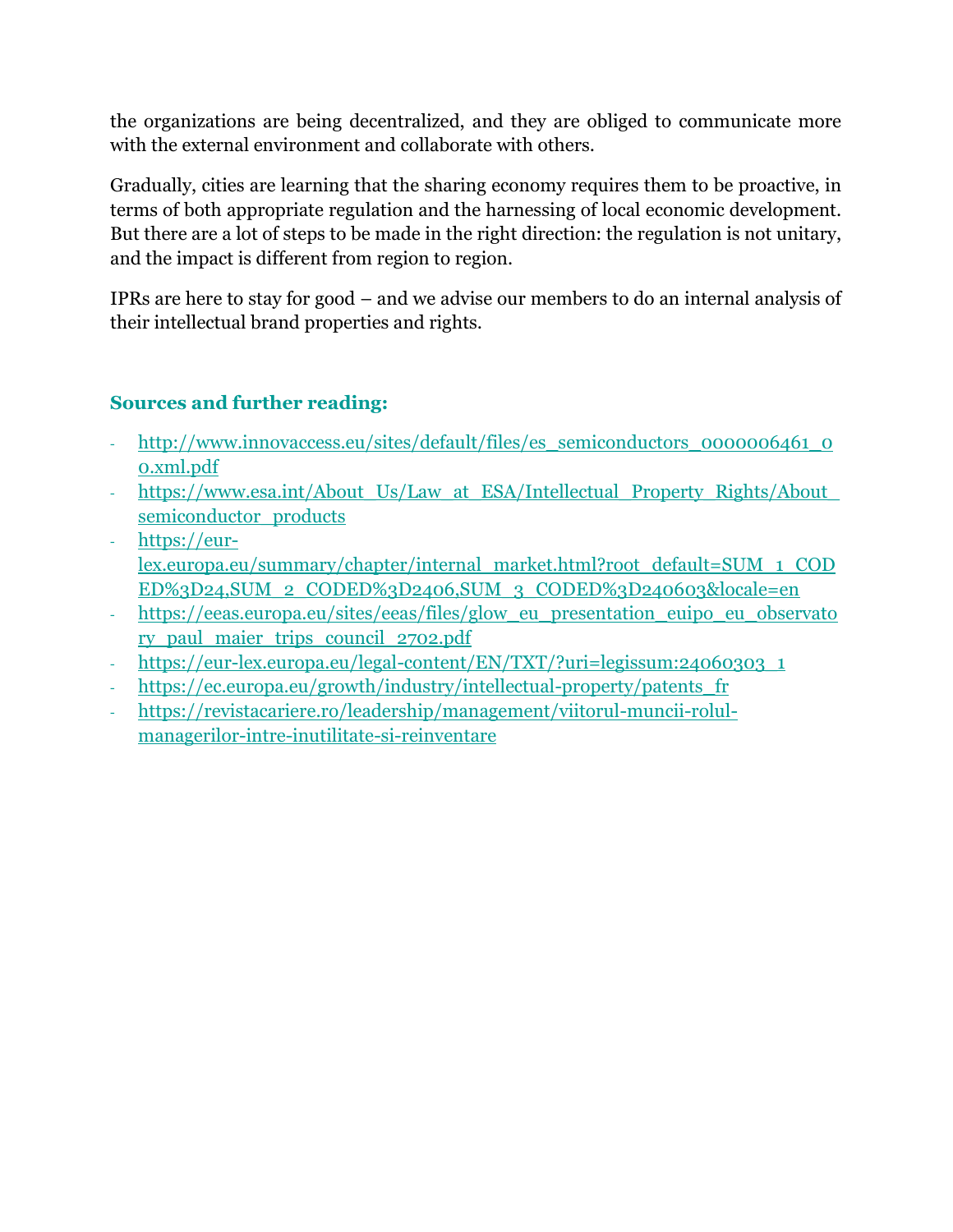the organizations are being decentralized, and they are obliged to communicate more with the external environment and collaborate with others.

Gradually, cities are learning that the sharing economy requires them to be proactive, in terms of both appropriate regulation and the harnessing of local economic development. But there are a lot of steps to be made in the right direction: the regulation is not unitary, and the impact is different from region to region.

IPRs are here to stay for good – and we advise our members to do an internal analysis of their intellectual brand properties and rights.

## Sources and further reading:

- http://www.innovaccess.eu/sites/default/files/es_semiconductors_0000006461_00.xml.pdf
- https://www.esa.int/About_Us/Law_at_ESA/Intellectual_Property_Rights/About_semiconductor_products
- https://eur-lex.europa.eu/summary/chapter/internal_market.html?root_default=SUM_1_CODED%3D24,SUM_2_CODED%3D2406,SUM_3_CODED%3D240603&locale=en
- https://eeas.europa.eu/sites/eeas/files/glow_eu_presentation_euipo_eu_observatory_paul_maier_trips_council_2702.pdf
- https://eur-lex.europa.eu/legal-content/EN/TXT/?uri=legissum:24060303_1
- https://ec.europa.eu/growth/industry/intellectual-property/patents_fr
- https://revistacariere.ro/leadership/management/viitorul-muncii-rolul-managerilor-intre-inutilitate-si-reinventare